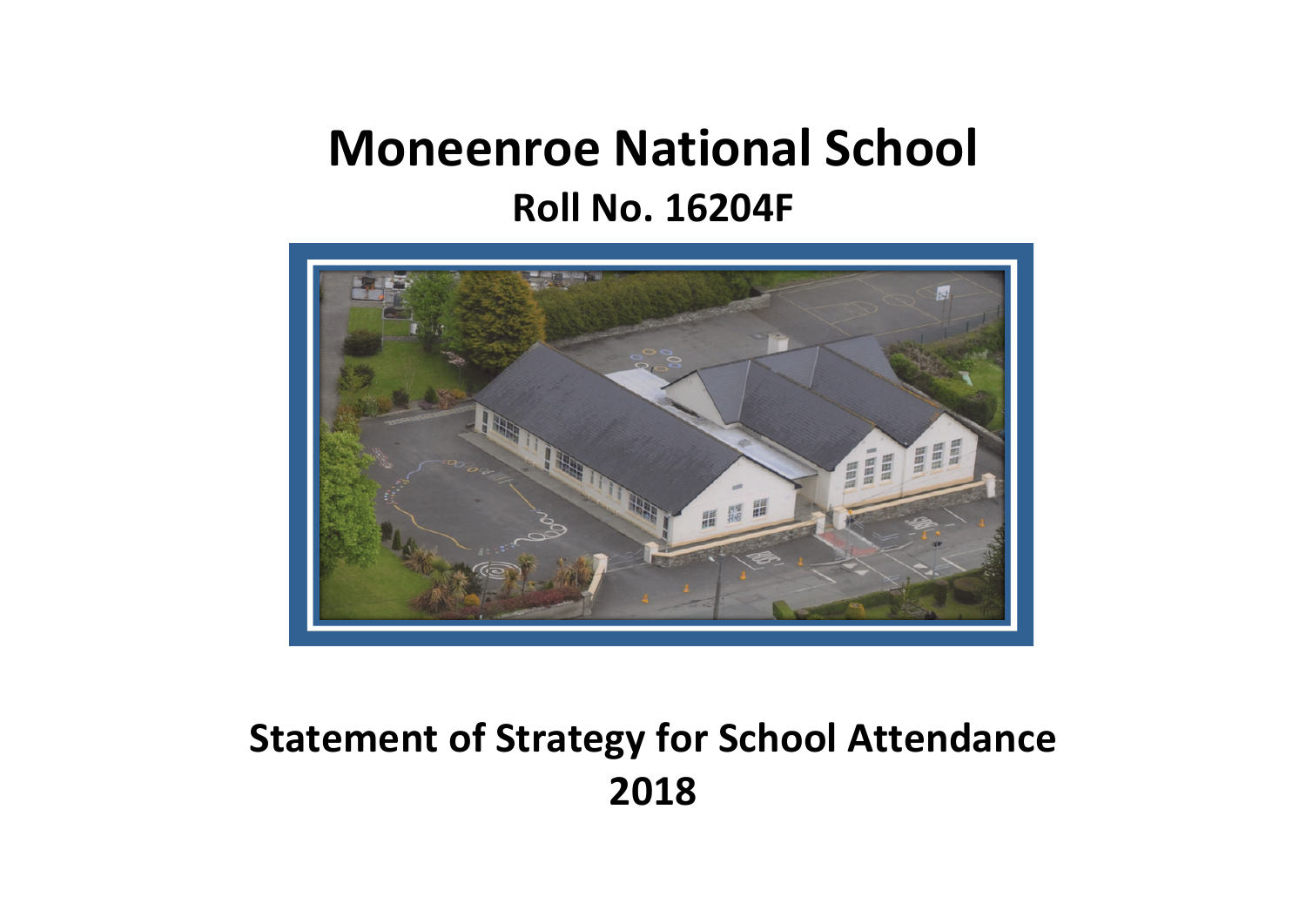# Moneenroe National School

## Roll No. 16204F

# Statement of Strategy for School Attendance 2018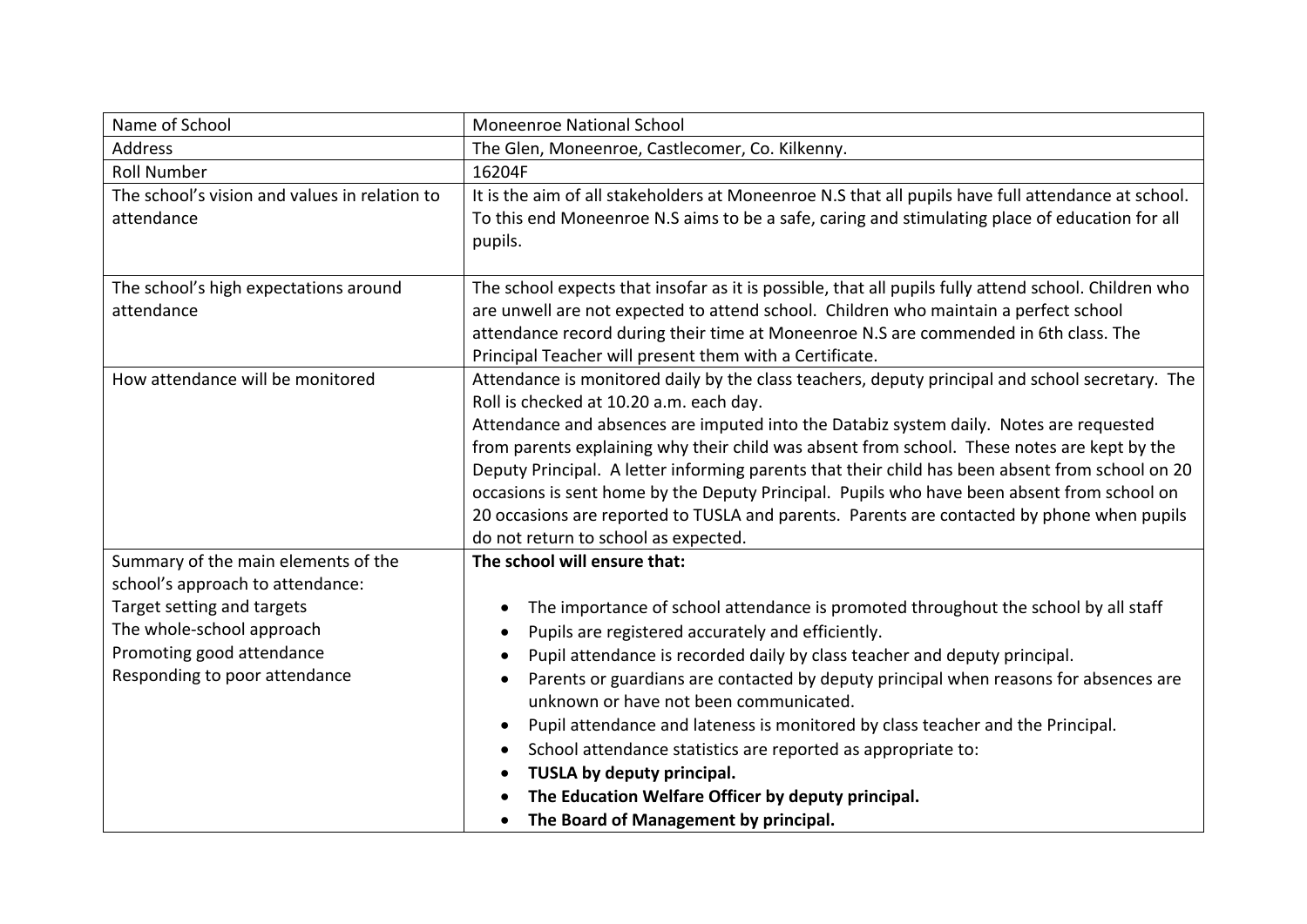| Name of School | Moneenroe National School |
| --- | --- |
| Address | The Glen, Moneenroe, Castlecomer, Co. Kilkenny. |
| Roll Number | 16204F |
| The school's vision and values in relation to attendance | It is the aim of all stakeholders at Moneenroe N.S that all pupils have full attendance at school. To this end Moneenroe N.S aims to be a safe, caring and stimulating place of education for all pupils. |
| The school's high expectations around attendance | The school expects that insofar as it is possible, that all pupils fully attend school. Children who are unwell are not expected to attend school. Children who maintain a perfect school attendance record during their time at Moneenroe N.S are commended in 6th class. The Principal Teacher will present them with a Certificate. |
| How attendance will be monitored | Attendance is monitored daily by the class teachers, deputy principal and school secretary. The Roll is checked at 10.20 a.m. each day.<br>Attendance and absences are imputed into the Databiz system daily. Notes are requested from parents explaining why their child was absent from school. These notes are kept by the Deputy Principal. A letter informing parents that their child has been absent from school on 20 occasions is sent home by the Deputy Principal. Pupils who have been absent from school on 20 occasions are reported to TUSLA and parents. Parents are contacted by phone when pupils do not return to school as expected. |
| Summary of the main elements of the school's approach to attendance:<br>Target setting and targets<br>The whole-school approach<br>Promoting good attendance<br>Responding to poor attendance | **The school will ensure that:**<br>• The importance of school attendance is promoted throughout the school by all staff<br>• Pupils are registered accurately and efficiently.<br>• Pupil attendance is recorded daily by class teacher and deputy principal.<br>• Parents or guardians are contacted by deputy principal when reasons for absences are unknown or have not been communicated.<br>• Pupil attendance and lateness is monitored by class teacher and the Principal.<br>• School attendance statistics are reported as appropriate to:<br>• **TUSLA by deputy principal.**<br>• **The Education Welfare Officer by deputy principal.**<br>• **The Board of Management by principal.** |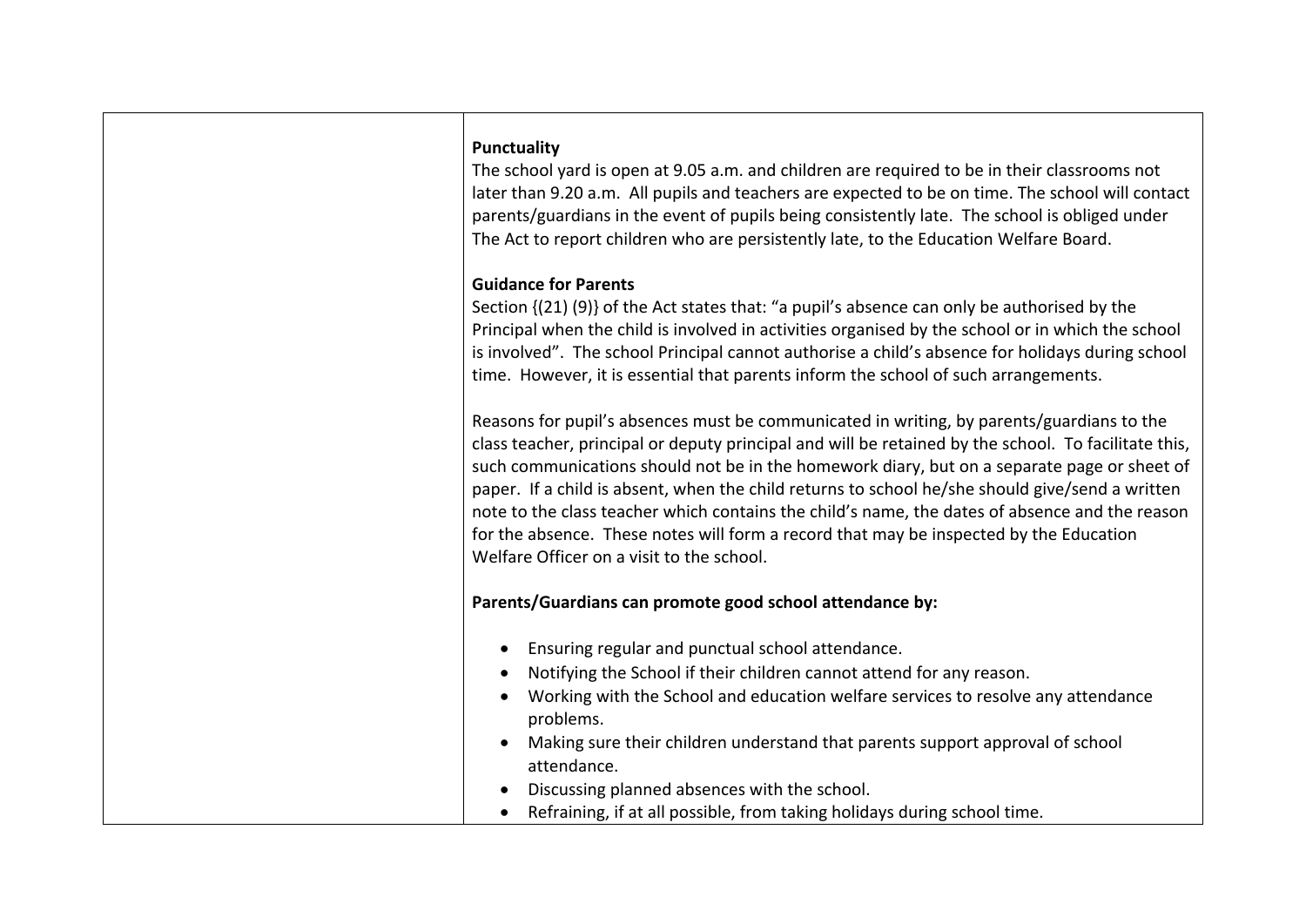**Punctuality**

The school yard is open at 9.05 a.m. and children are required to be in their classrooms not later than 9.20 a.m. All pupils and teachers are expected to be on time. The school will contact parents/guardians in the event of pupils being consistently late. The school is obliged under The Act to report children who are persistently late, to the Education Welfare Board.

**Guidance for Parents**

Section {(21) (9)} of the Act states that: "a pupil's absence can only be authorised by the Principal when the child is involved in activities organised by the school or in which the school is involved". The school Principal cannot authorise a child's absence for holidays during school time. However, it is essential that parents inform the school of such arrangements.

Reasons for pupil's absences must be communicated in writing, by parents/guardians to the class teacher, principal or deputy principal and will be retained by the school. To facilitate this, such communications should not be in the homework diary, but on a separate page or sheet of paper. If a child is absent, when the child returns to school he/she should give/send a written note to the class teacher which contains the child's name, the dates of absence and the reason for the absence. These notes will form a record that may be inspected by the Education Welfare Officer on a visit to the school.

**Parents/Guardians can promote good school attendance by:**

- Ensuring regular and punctual school attendance.
- Notifying the School if their children cannot attend for any reason.
- Working with the School and education welfare services to resolve any attendance problems.
- Making sure their children understand that parents support approval of school attendance.
- Discussing planned absences with the school.
- Refraining, if at all possible, from taking holidays during school time.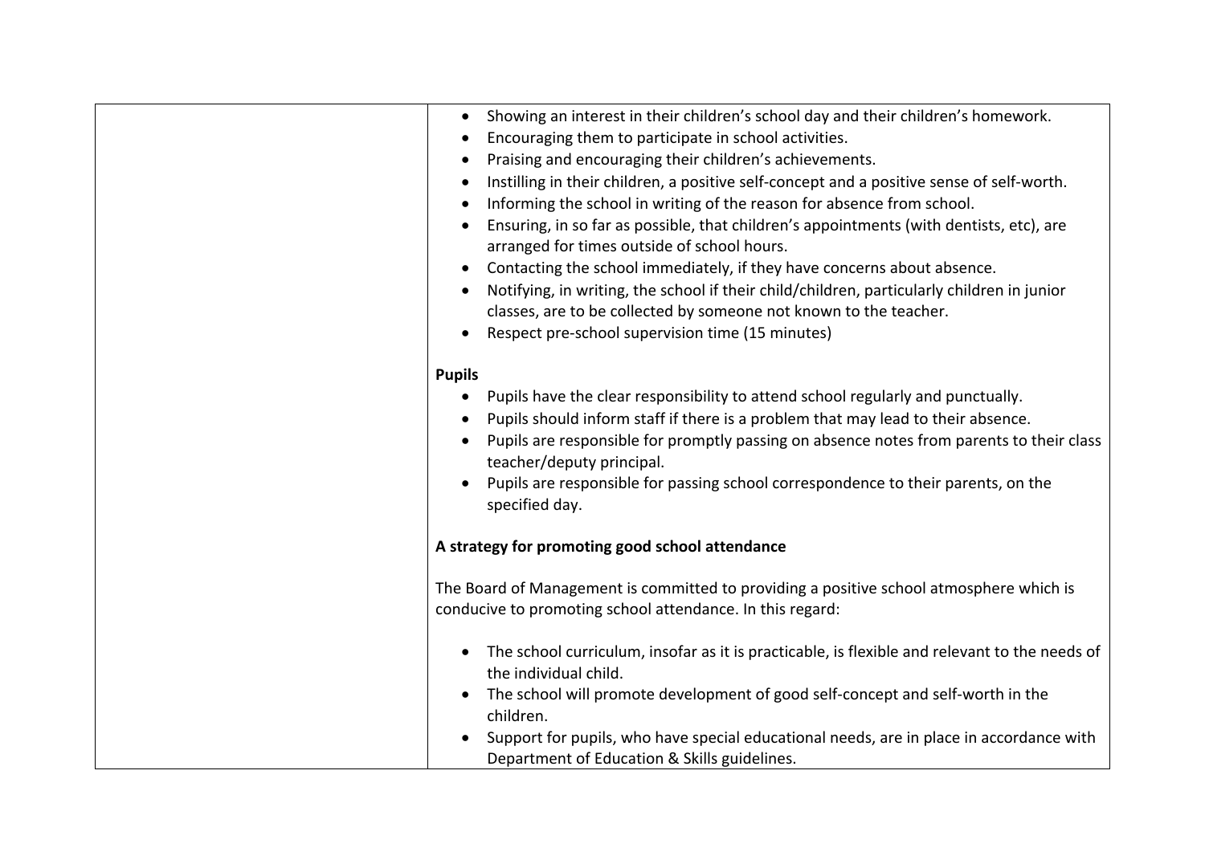| | |
|---|---|
| | • Showing an interest in their children's school day and their children's homework.<br>• Encouraging them to participate in school activities.<br>• Praising and encouraging their children's achievements.<br>• Instilling in their children, a positive self-concept and a positive sense of self-worth.<br>• Informing the school in writing of the reason for absence from school.<br>• Ensuring, in so far as possible, that children's appointments (with dentists, etc), are arranged for times outside of school hours.<br>• Contacting the school immediately, if they have concerns about absence.<br>• Notifying, in writing, the school if their child/children, particularly children in junior classes, are to be collected by someone not known to the teacher.<br>• Respect pre-school supervision time (15 minutes)<br><br>**Pupils**<br>• Pupils have the clear responsibility to attend school regularly and punctually.<br>• Pupils should inform staff if there is a problem that may lead to their absence.<br>• Pupils are responsible for promptly passing on absence notes from parents to their class teacher/deputy principal.<br>• Pupils are responsible for passing school correspondence to their parents, on the specified day.<br><br>**A strategy for promoting good school attendance**<br><br>The Board of Management is committed to providing a positive school atmosphere which is conducive to promoting school attendance. In this regard:<br><br>• The school curriculum, insofar as it is practicable, is flexible and relevant to the needs of the individual child.<br>• The school will promote development of good self-concept and self-worth in the children.<br>• Support for pupils, who have special educational needs, are in place in accordance with Department of Education & Skills guidelines. |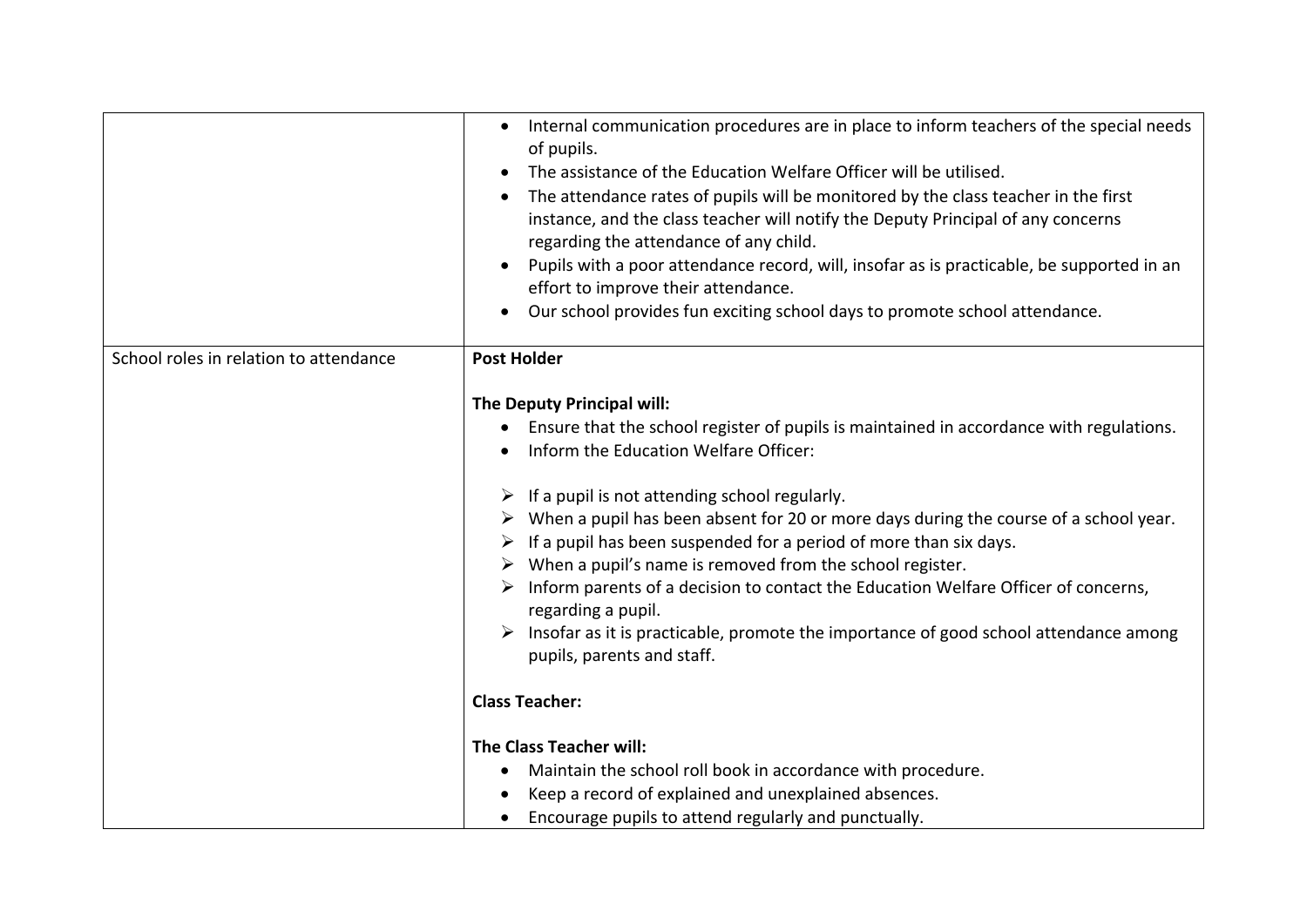| | |
|---|---|
| | • Internal communication procedures are in place to inform teachers of the special needs of pupils.<br>• The assistance of the Education Welfare Officer will be utilised.<br>• The attendance rates of pupils will be monitored by the class teacher in the first instance, and the class teacher will notify the Deputy Principal of any concerns regarding the attendance of any child.<br>• Pupils with a poor attendance record, will, insofar as is practicable, be supported in an effort to improve their attendance.<br>• Our school provides fun exciting school days to promote school attendance. |
| School roles in relation to attendance | **Post Holder**<br><br>**The Deputy Principal will:**<br>• Ensure that the school register of pupils is maintained in accordance with regulations.<br>• Inform the Education Welfare Officer:<br><br>➢ If a pupil is not attending school regularly.<br>➢ When a pupil has been absent for 20 or more days during the course of a school year.<br>➢ If a pupil has been suspended for a period of more than six days.<br>➢ When a pupil's name is removed from the school register.<br>➢ Inform parents of a decision to contact the Education Welfare Officer of concerns, regarding a pupil.<br>➢ Insofar as it is practicable, promote the importance of good school attendance among pupils, parents and staff.<br><br>**Class Teacher:**<br><br>**The Class Teacher will:**<br>• Maintain the school roll book in accordance with procedure.<br>• Keep a record of explained and unexplained absences.<br>• Encourage pupils to attend regularly and punctually. |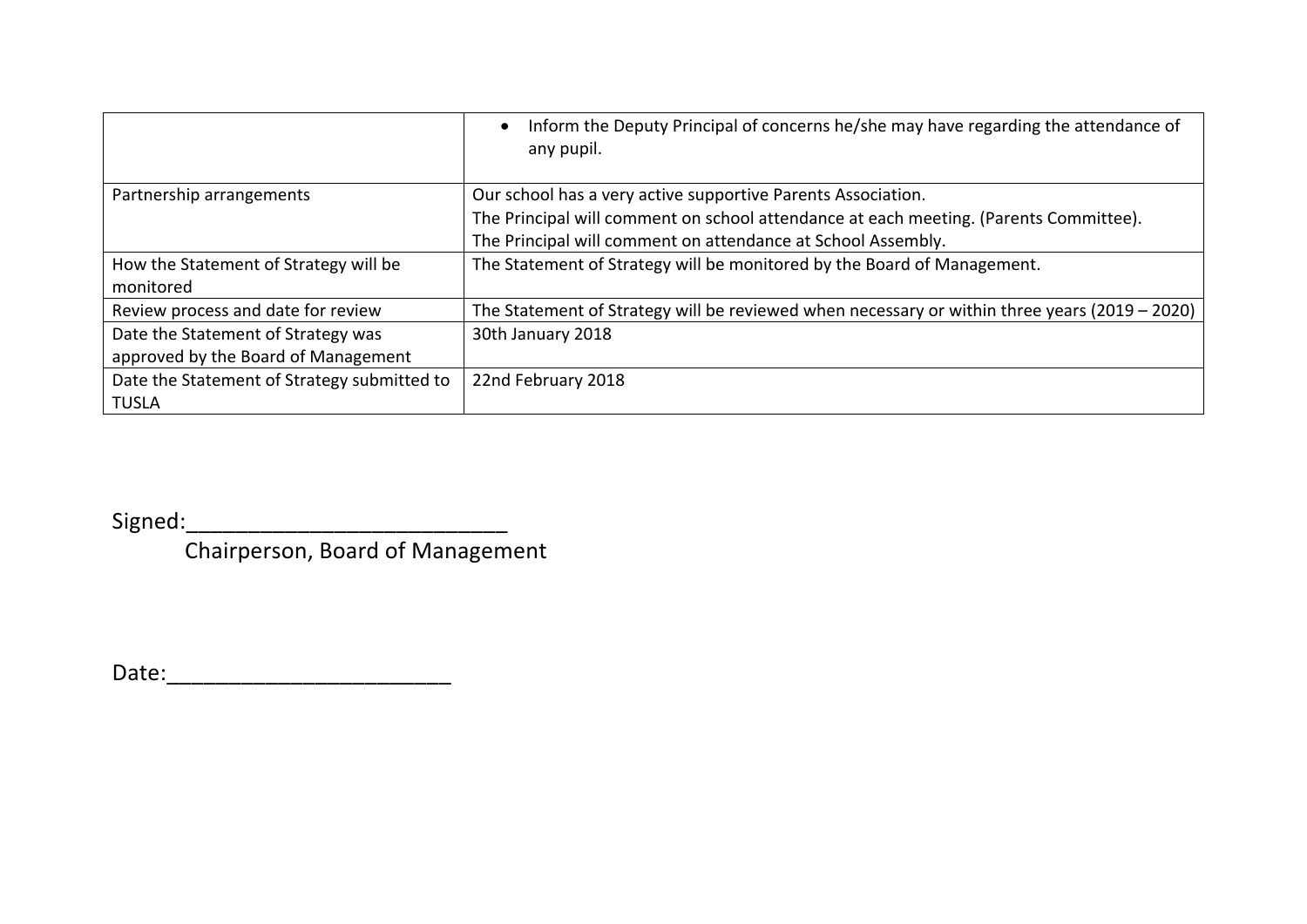| | |
|---|---|
| | • Inform the Deputy Principal of concerns he/she may have regarding the attendance of any pupil. |
| Partnership arrangements | Our school has a very active supportive Parents Association.<br>The Principal will comment on school attendance at each meeting. (Parents Committee).<br>The Principal will comment on attendance at School Assembly. |
| How the Statement of Strategy will be monitored | The Statement of Strategy will be monitored by the Board of Management. |
| Review process and date for review | The Statement of Strategy will be reviewed when necessary or within three years (2019 – 2020) |
| Date the Statement of Strategy was approved by the Board of Management | 30th January 2018 |
| Date the Statement of Strategy submitted to TUSLA | 22nd February 2018 |

Signed:___________________________

Chairperson, Board of Management

Date:________________________